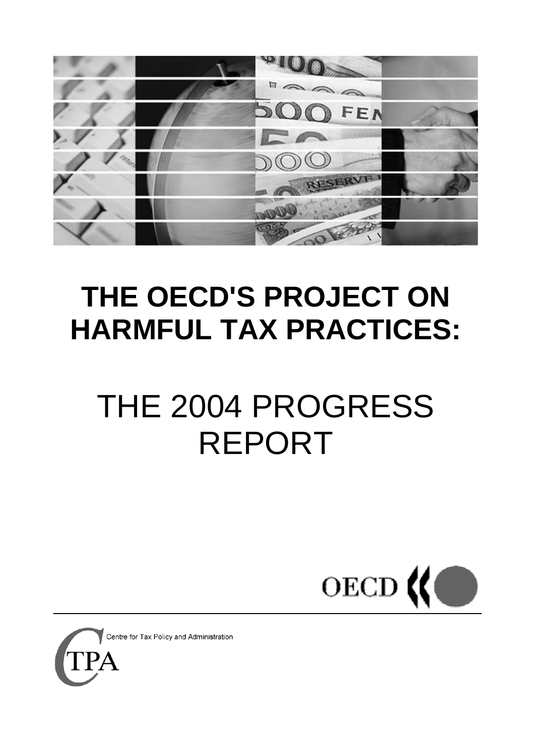# THE OECD'S PROJECT ON HARMFUL TAX PRACTICES:

# THE 2004 PROGRESS REPORT

OECD

Centre for Tax Policy and Administration

CTPA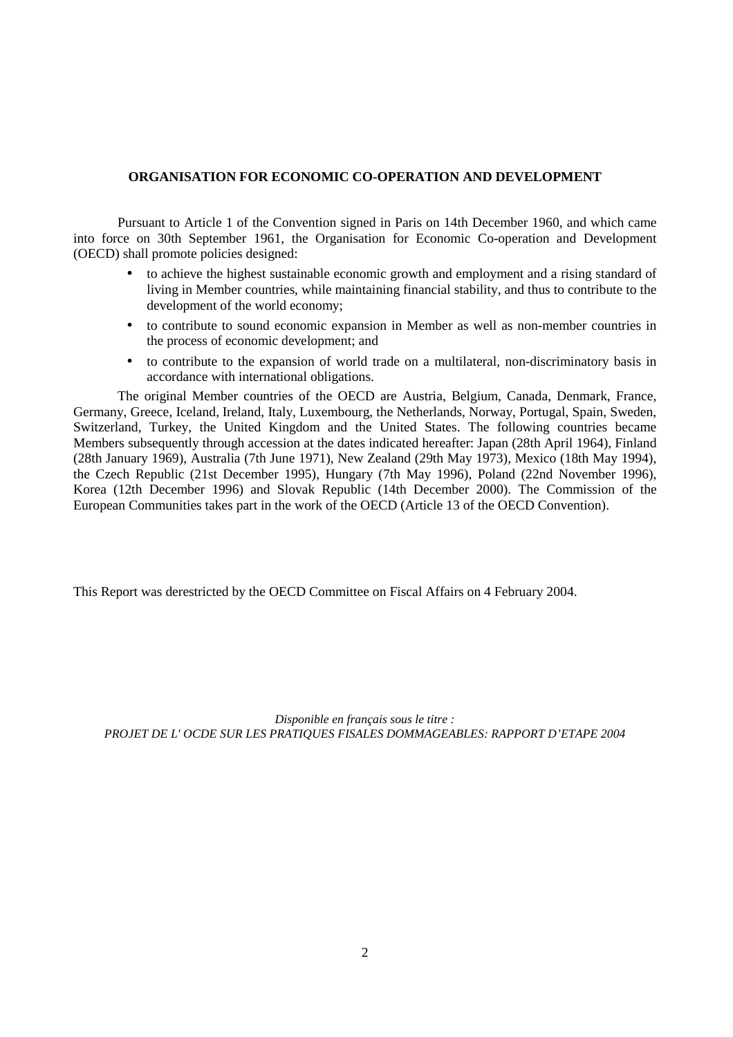**ORGANISATION FOR ECONOMIC CO-OPERATION AND DEVELOPMENT**

Pursuant to Article 1 of the Convention signed in Paris on 14th December 1960, and which came into force on 30th September 1961, the Organisation for Economic Co-operation and Development (OECD) shall promote policies designed:

- to achieve the highest sustainable economic growth and employment and a rising standard of living in Member countries, while maintaining financial stability, and thus to contribute to the development of the world economy;
- to contribute to sound economic expansion in Member as well as non-member countries in the process of economic development; and
- to contribute to the expansion of world trade on a multilateral, non-discriminatory basis in accordance with international obligations.

The original Member countries of the OECD are Austria, Belgium, Canada, Denmark, France, Germany, Greece, Iceland, Ireland, Italy, Luxembourg, the Netherlands, Norway, Portugal, Spain, Sweden, Switzerland, Turkey, the United Kingdom and the United States. The following countries became Members subsequently through accession at the dates indicated hereafter: Japan (28th April 1964), Finland (28th January 1969), Australia (7th June 1971), New Zealand (29th May 1973), Mexico (18th May 1994), the Czech Republic (21st December 1995), Hungary (7th May 1996), Poland (22nd November 1996), Korea (12th December 1996) and Slovak Republic (14th December 2000). The Commission of the European Communities takes part in the work of the OECD (Article 13 of the OECD Convention).

This Report was derestricted by the OECD Committee on Fiscal Affairs on 4 February 2004.

*Disponible en français sous le titre :*
*PROJET DE L' OCDE SUR LES PRATIQUES FISALES DOMMAGEABLES: RAPPORT D'ETAPE 2004*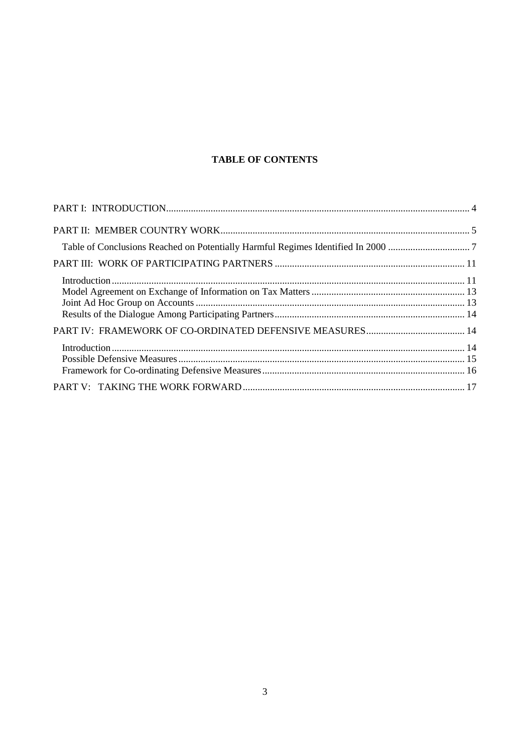**TABLE OF CONTENTS**

PART I: INTRODUCTION .......... 4

PART II: MEMBER COUNTRY WORK .......... 5

- Table of Conclusions Reached on Potentially Harmful Regimes Identified In 2000 .......... 7

PART III: WORK OF PARTICIPATING PARTNERS .......... 11

- Introduction .......... 11
- Model Agreement on Exchange of Information on Tax Matters .......... 13
- Joint Ad Hoc Group on Accounts .......... 13
- Results of the Dialogue Among Participating Partners .......... 14

PART IV: FRAMEWORK OF CO-ORDINATED DEFENSIVE MEASURES .......... 14

- Introduction .......... 14
- Possible Defensive Measures .......... 15
- Framework for Co-ordinating Defensive Measures .......... 16

PART V: TAKING THE WORK FORWARD .......... 17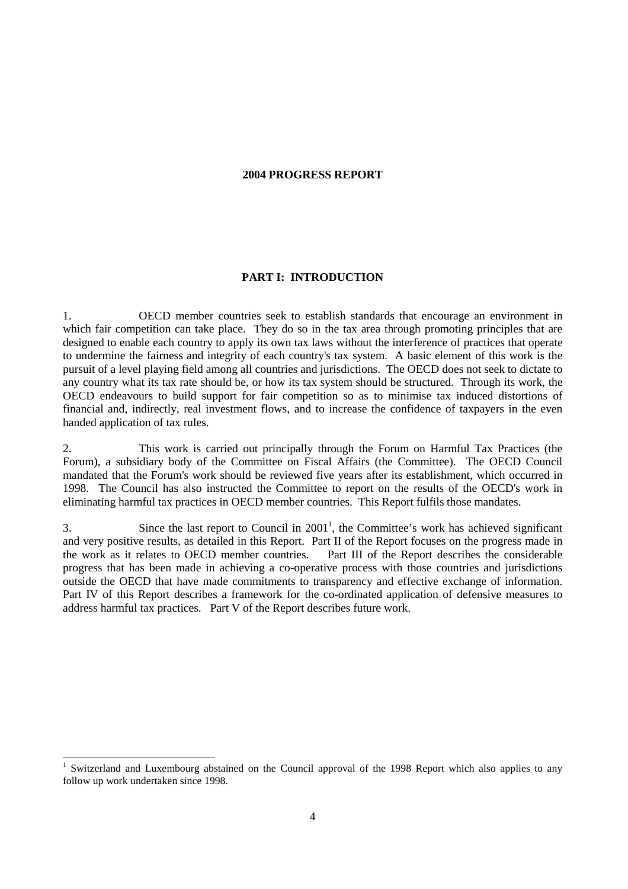**2004 PROGRESS REPORT**

## PART I: INTRODUCTION

1. OECD member countries seek to establish standards that encourage an environment in which fair competition can take place. They do so in the tax area through promoting principles that are designed to enable each country to apply its own tax laws without the interference of practices that operate to undermine the fairness and integrity of each country's tax system. A basic element of this work is the pursuit of a level playing field among all countries and jurisdictions. The OECD does not seek to dictate to any country what its tax rate should be, or how its tax system should be structured. Through its work, the OECD endeavours to build support for fair competition so as to minimise tax induced distortions of financial and, indirectly, real investment flows, and to increase the confidence of taxpayers in the even handed application of tax rules.

2. This work is carried out principally through the Forum on Harmful Tax Practices (the Forum), a subsidiary body of the Committee on Fiscal Affairs (the Committee). The OECD Council mandated that the Forum's work should be reviewed five years after its establishment, which occurred in 1998. The Council has also instructed the Committee to report on the results of the OECD's work in eliminating harmful tax practices in OECD member countries. This Report fulfils those mandates.

3. Since the last report to Council in 2001[1], the Committee's work has achieved significant and very positive results, as detailed in this Report. Part II of the Report focuses on the progress made in the work as it relates to OECD member countries. Part III of the Report describes the considerable progress that has been made in achieving a co-operative process with those countries and jurisdictions outside the OECD that have made commitments to transparency and effective exchange of information. Part IV of this Report describes a framework for the co-ordinated application of defensive measures to address harmful tax practices. Part V of the Report describes future work.

[1] Switzerland and Luxembourg abstained on the Council approval of the 1998 Report which also applies to any follow up work undertaken since 1998.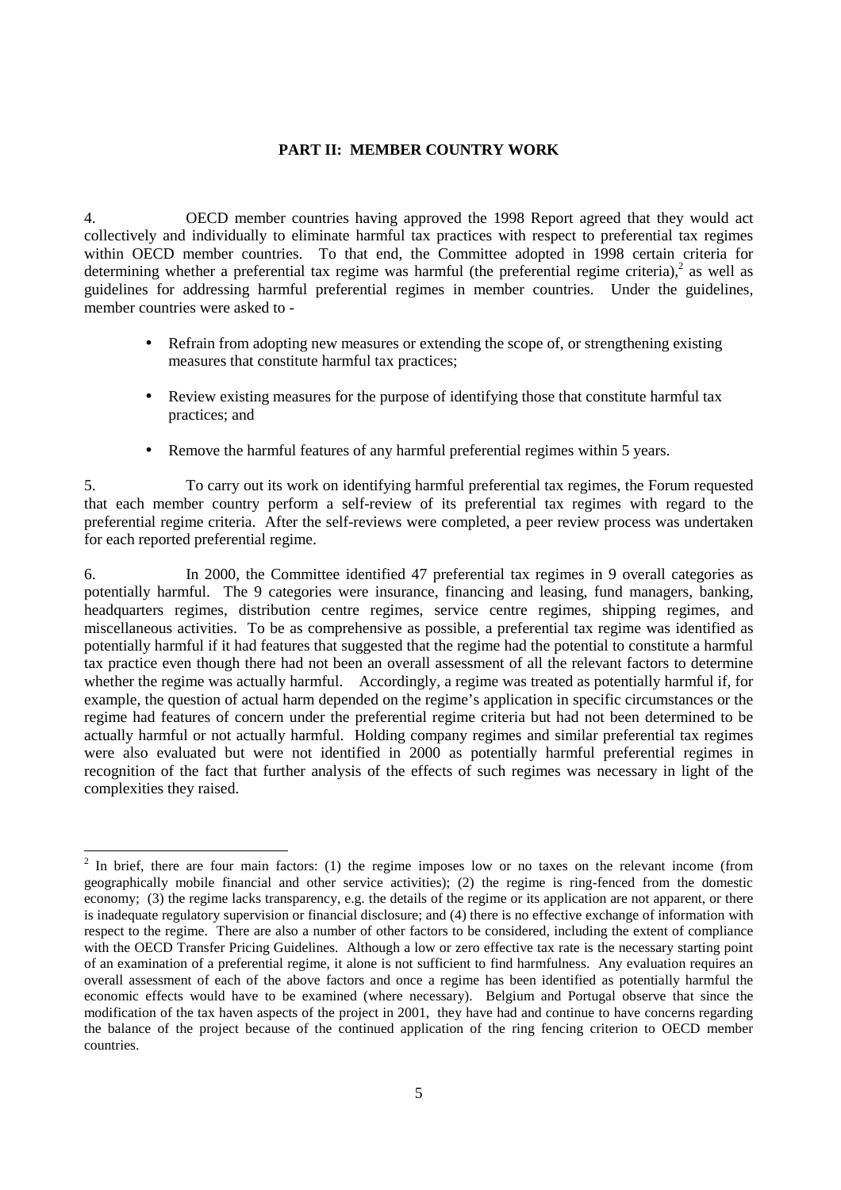## PART II: MEMBER COUNTRY WORK

4. OECD member countries having approved the 1998 Report agreed that they would act collectively and individually to eliminate harmful tax practices with respect to preferential tax regimes within OECD member countries. To that end, the Committee adopted in 1998 certain criteria for determining whether a preferential tax regime was harmful (the preferential regime criteria),[2] as well as guidelines for addressing harmful preferential regimes in member countries. Under the guidelines, member countries were asked to -

- Refrain from adopting new measures or extending the scope of, or strengthening existing measures that constitute harmful tax practices;
- Review existing measures for the purpose of identifying those that constitute harmful tax practices; and
- Remove the harmful features of any harmful preferential regimes within 5 years.

5. To carry out its work on identifying harmful preferential tax regimes, the Forum requested that each member country perform a self-review of its preferential tax regimes with regard to the preferential regime criteria. After the self-reviews were completed, a peer review process was undertaken for each reported preferential regime.

6. In 2000, the Committee identified 47 preferential tax regimes in 9 overall categories as potentially harmful. The 9 categories were insurance, financing and leasing, fund managers, banking, headquarters regimes, distribution centre regimes, service centre regimes, shipping regimes, and miscellaneous activities. To be as comprehensive as possible, a preferential tax regime was identified as potentially harmful if it had features that suggested that the regime had the potential to constitute a harmful tax practice even though there had not been an overall assessment of all the relevant factors to determine whether the regime was actually harmful. Accordingly, a regime was treated as potentially harmful if, for example, the question of actual harm depended on the regime's application in specific circumstances or the regime had features of concern under the preferential regime criteria but had not been determined to be actually harmful or not actually harmful. Holding company regimes and similar preferential tax regimes were also evaluated but were not identified in 2000 as potentially harmful preferential regimes in recognition of the fact that further analysis of the effects of such regimes was necessary in light of the complexities they raised.

---

[2] In brief, there are four main factors: (1) the regime imposes low or no taxes on the relevant income (from geographically mobile financial and other service activities); (2) the regime is ring-fenced from the domestic economy; (3) the regime lacks transparency, e.g. the details of the regime or its application are not apparent, or there is inadequate regulatory supervision or financial disclosure; and (4) there is no effective exchange of information with respect to the regime. There are also a number of other factors to be considered, including the extent of compliance with the OECD Transfer Pricing Guidelines. Although a low or zero effective tax rate is the necessary starting point of an examination of a preferential regime, it alone is not sufficient to find harmfulness. Any evaluation requires an overall assessment of each of the above factors and once a regime has been identified as potentially harmful the economic effects would have to be examined (where necessary). Belgium and Portugal observe that since the modification of the tax haven aspects of the project in 2001, they have had and continue to have concerns regarding the balance of the project because of the continued application of the ring fencing criterion to OECD member countries.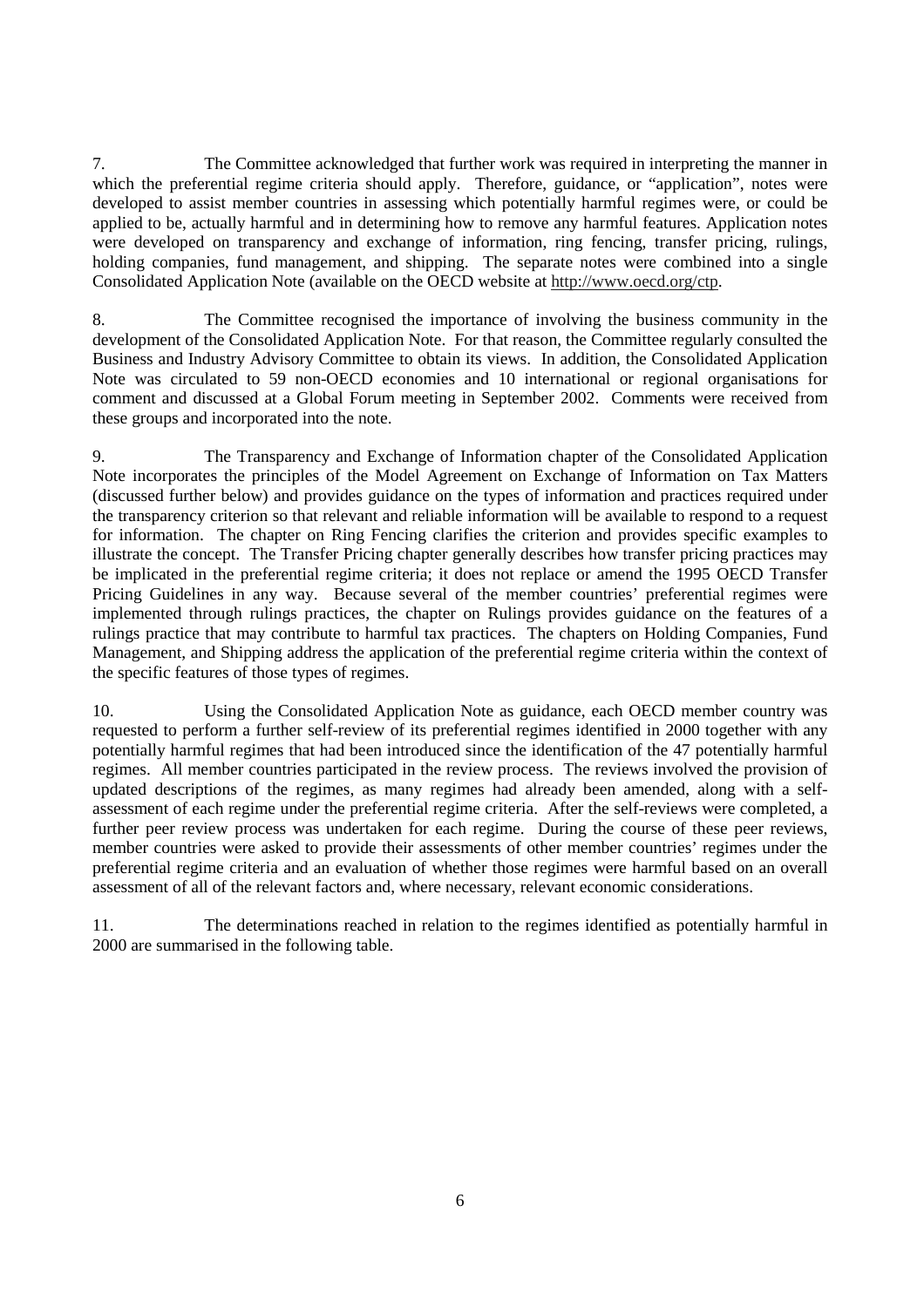7. The Committee acknowledged that further work was required in interpreting the manner in which the preferential regime criteria should apply. Therefore, guidance, or "application", notes were developed to assist member countries in assessing which potentially harmful regimes were, or could be applied to be, actually harmful and in determining how to remove any harmful features. Application notes were developed on transparency and exchange of information, ring fencing, transfer pricing, rulings, holding companies, fund management, and shipping. The separate notes were combined into a single Consolidated Application Note (available on the OECD website at http://www.oecd.org/ctp.

8. The Committee recognised the importance of involving the business community in the development of the Consolidated Application Note. For that reason, the Committee regularly consulted the Business and Industry Advisory Committee to obtain its views. In addition, the Consolidated Application Note was circulated to 59 non-OECD economies and 10 international or regional organisations for comment and discussed at a Global Forum meeting in September 2002. Comments were received from these groups and incorporated into the note.

9. The Transparency and Exchange of Information chapter of the Consolidated Application Note incorporates the principles of the Model Agreement on Exchange of Information on Tax Matters (discussed further below) and provides guidance on the types of information and practices required under the transparency criterion so that relevant and reliable information will be available to respond to a request for information. The chapter on Ring Fencing clarifies the criterion and provides specific examples to illustrate the concept. The Transfer Pricing chapter generally describes how transfer pricing practices may be implicated in the preferential regime criteria; it does not replace or amend the 1995 OECD Transfer Pricing Guidelines in any way. Because several of the member countries' preferential regimes were implemented through rulings practices, the chapter on Rulings provides guidance on the features of a rulings practice that may contribute to harmful tax practices. The chapters on Holding Companies, Fund Management, and Shipping address the application of the preferential regime criteria within the context of the specific features of those types of regimes.

10. Using the Consolidated Application Note as guidance, each OECD member country was requested to perform a further self-review of its preferential regimes identified in 2000 together with any potentially harmful regimes that had been introduced since the identification of the 47 potentially harmful regimes. All member countries participated in the review process. The reviews involved the provision of updated descriptions of the regimes, as many regimes had already been amended, along with a self-assessment of each regime under the preferential regime criteria. After the self-reviews were completed, a further peer review process was undertaken for each regime. During the course of these peer reviews, member countries were asked to provide their assessments of other member countries' regimes under the preferential regime criteria and an evaluation of whether those regimes were harmful based on an overall assessment of all of the relevant factors and, where necessary, relevant economic considerations.

11. The determinations reached in relation to the regimes identified as potentially harmful in 2000 are summarised in the following table.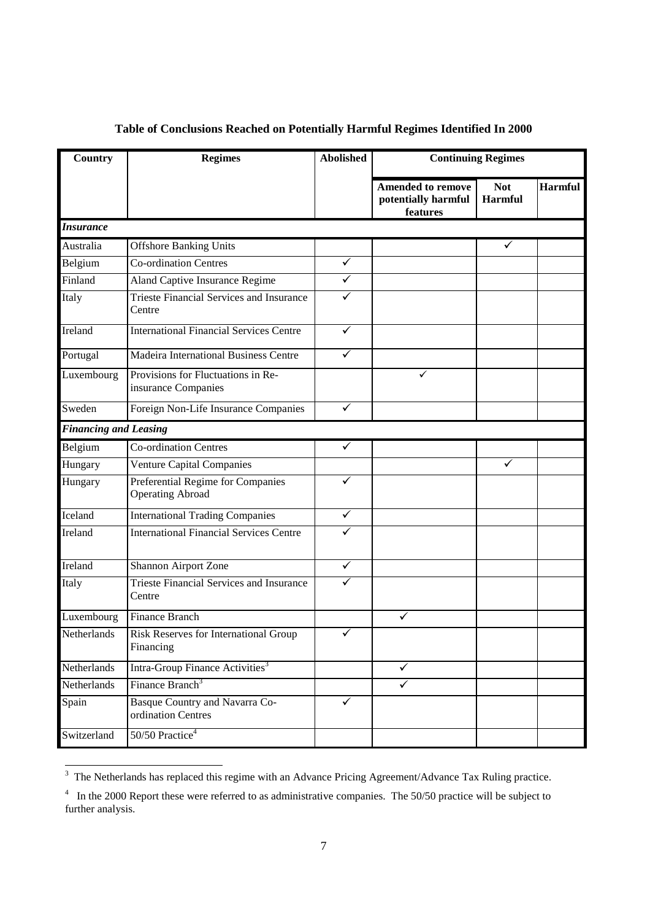**Table of Conclusions Reached on Potentially Harmful Regimes Identified In 2000**

| Country | Regimes | Abolished | Continuing Regimes | | |
|---|---|---|---|---|---|
| | | | Amended to remove potentially harmful features | Not Harmful | Harmful |
| ***Insurance*** | | | | | |
| Australia | Offshore Banking Units | | | ✓ | |
| Belgium | Co-ordination Centres | ✓ | | | |
| Finland | Aland Captive Insurance Regime | ✓ | | | |
| Italy | Trieste Financial Services and Insurance Centre | ✓ | | | |
| Ireland | International Financial Services Centre | ✓ | | | |
| Portugal | Madeira International Business Centre | ✓ | | | |
| Luxembourg | Provisions for Fluctuations in Re-insurance Companies | | ✓ | | |
| Sweden | Foreign Non-Life Insurance Companies | ✓ | | | |
| ***Financing and Leasing*** | | | | | |
| Belgium | Co-ordination Centres | ✓ | | | |
| Hungary | Venture Capital Companies | | | ✓ | |
| Hungary | Preferential Regime for Companies Operating Abroad | ✓ | | | |
| Iceland | International Trading Companies | ✓ | | | |
| Ireland | International Financial Services Centre | ✓ | | | |
| Ireland | Shannon Airport Zone | ✓ | | | |
| Italy | Trieste Financial Services and Insurance Centre | ✓ | | | |
| Luxembourg | Finance Branch | | ✓ | | |
| Netherlands | Risk Reserves for International Group Financing | ✓ | | | |
| Netherlands | Intra-Group Finance Activities[3] | | ✓ | | |
| Netherlands | Finance Branch[3] | | ✓ | | |
| Spain | Basque Country and Navarra Co-ordination Centres | ✓ | | | |
| Switzerland | 50/50 Practice[4] | | | | |

[3] The Netherlands has replaced this regime with an Advance Pricing Agreement/Advance Tax Ruling practice.

[4] In the 2000 Report these were referred to as administrative companies. The 50/50 practice will be subject to further analysis.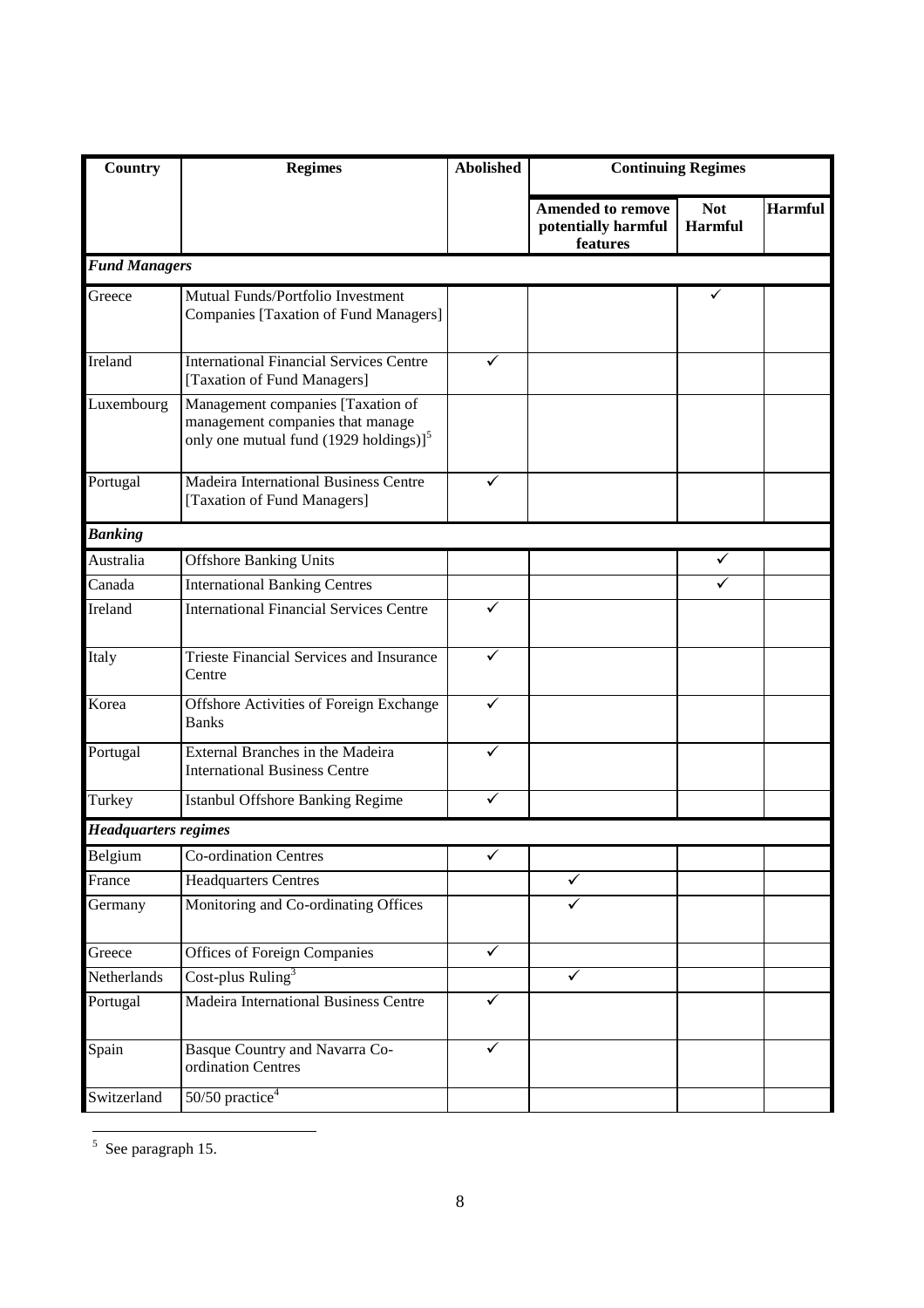| Country | Regimes | Abolished | Continuing Regimes | | |
|---|---|---|---|---|---|
| | | | Amended to remove potentially harmful features | Not Harmful | Harmful |
| ***Fund Managers*** | | | | | |
| Greece | Mutual Funds/Portfolio Investment Companies [Taxation of Fund Managers] | | | ✓ | |
| Ireland | International Financial Services Centre [Taxation of Fund Managers] | ✓ | | | |
| Luxembourg | Management companies [Taxation of management companies that manage only one mutual fund (1929 holdings)][5] | | | | |
| Portugal | Madeira International Business Centre [Taxation of Fund Managers] | ✓ | | | |
| ***Banking*** | | | | | |
| Australia | Offshore Banking Units | | | ✓ | |
| Canada | International Banking Centres | | | ✓ | |
| Ireland | International Financial Services Centre | ✓ | | | |
| Italy | Trieste Financial Services and Insurance Centre | ✓ | | | |
| Korea | Offshore Activities of Foreign Exchange Banks | ✓ | | | |
| Portugal | External Branches in the Madeira International Business Centre | ✓ | | | |
| Turkey | Istanbul Offshore Banking Regime | ✓ | | | |
| ***Headquarters regimes*** | | | | | |
| Belgium | Co-ordination Centres | ✓ | | | |
| France | Headquarters Centres | | ✓ | | |
| Germany | Monitoring and Co-ordinating Offices | | ✓ | | |
| Greece | Offices of Foreign Companies | ✓ | | | |
| Netherlands | Cost-plus Ruling[3] | | ✓ | | |
| Portugal | Madeira International Business Centre | ✓ | | | |
| Spain | Basque Country and Navarra Co-ordination Centres | ✓ | | | |
| Switzerland | 50/50 practice[4] | | | | |

[5] See paragraph 15.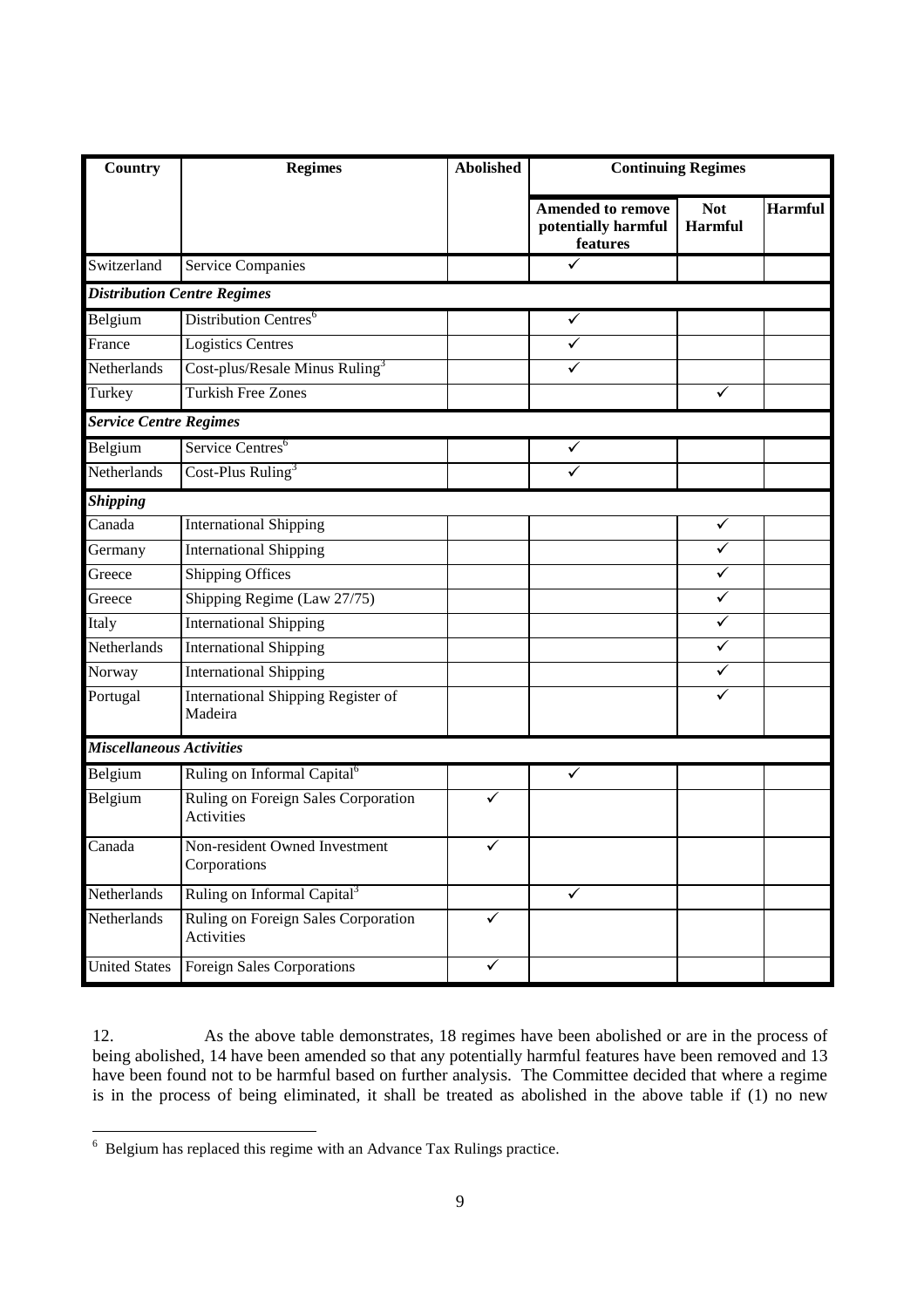| Country | Regimes | Abolished | Continuing Regimes | | |
|---|---|---|---|---|---|
| | | | Amended to remove potentially harmful features | Not Harmful | Harmful |
| Switzerland | Service Companies | | ✓ | | |
| ***Distribution Centre Regimes*** | | | | | |
| Belgium | Distribution Centres[6] | | ✓ | | |
| France | Logistics Centres | | ✓ | | |
| Netherlands | Cost-plus/Resale Minus Ruling[3] | | ✓ | | |
| Turkey | Turkish Free Zones | | | ✓ | |
| ***Service Centre Regimes*** | | | | | |
| Belgium | Service Centres[6] | | ✓ | | |
| Netherlands | Cost-Plus Ruling[3] | | ✓ | | |
| ***Shipping*** | | | | | |
| Canada | International Shipping | | | ✓ | |
| Germany | International Shipping | | | ✓ | |
| Greece | Shipping Offices | | | ✓ | |
| Greece | Shipping Regime (Law 27/75) | | | ✓ | |
| Italy | International Shipping | | | ✓ | |
| Netherlands | International Shipping | | | ✓ | |
| Norway | International Shipping | | | ✓ | |
| Portugal | International Shipping Register of Madeira | | | ✓ | |
| ***Miscellaneous Activities*** | | | | | |
| Belgium | Ruling on Informal Capital[6] | | ✓ | | |
| Belgium | Ruling on Foreign Sales Corporation Activities | ✓ | | | |
| Canada | Non-resident Owned Investment Corporations | ✓ | | | |
| Netherlands | Ruling on Informal Capital[3] | | ✓ | | |
| Netherlands | Ruling on Foreign Sales Corporation Activities | ✓ | | | |
| United States | Foreign Sales Corporations | ✓ | | | |

12. As the above table demonstrates, 18 regimes have been abolished or are in the process of being abolished, 14 have been amended so that any potentially harmful features have been removed and 13 have been found not to be harmful based on further analysis. The Committee decided that where a regime is in the process of being eliminated, it shall be treated as abolished in the above table if (1) no new

[6] Belgium has replaced this regime with an Advance Tax Rulings practice.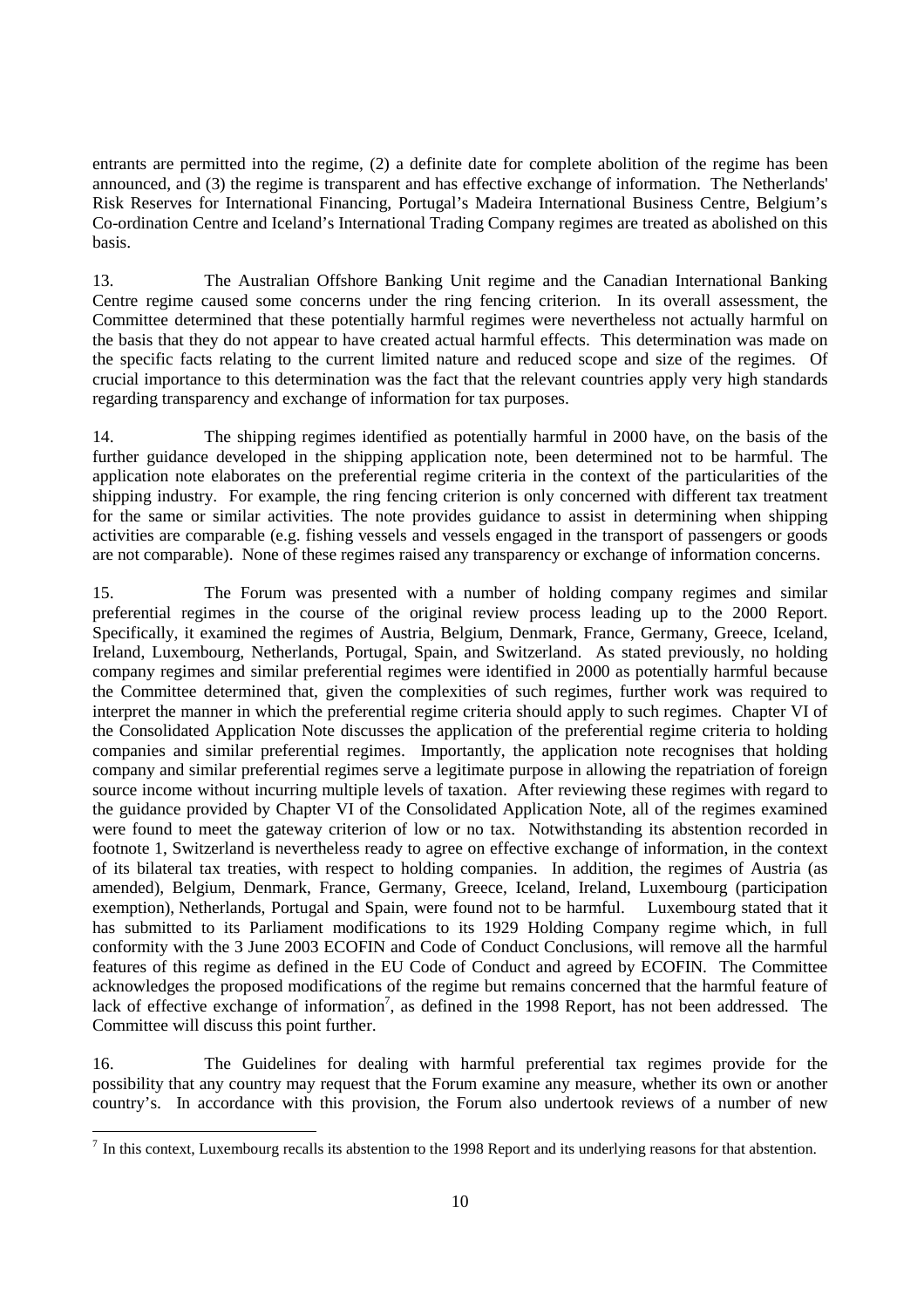entrants are permitted into the regime, (2) a definite date for complete abolition of the regime has been announced, and (3) the regime is transparent and has effective exchange of information. The Netherlands' Risk Reserves for International Financing, Portugal's Madeira International Business Centre, Belgium's Co-ordination Centre and Iceland's International Trading Company regimes are treated as abolished on this basis.

13. The Australian Offshore Banking Unit regime and the Canadian International Banking Centre regime caused some concerns under the ring fencing criterion. In its overall assessment, the Committee determined that these potentially harmful regimes were nevertheless not actually harmful on the basis that they do not appear to have created actual harmful effects. This determination was made on the specific facts relating to the current limited nature and reduced scope and size of the regimes. Of crucial importance to this determination was the fact that the relevant countries apply very high standards regarding transparency and exchange of information for tax purposes.

14. The shipping regimes identified as potentially harmful in 2000 have, on the basis of the further guidance developed in the shipping application note, been determined not to be harmful. The application note elaborates on the preferential regime criteria in the context of the particularities of the shipping industry. For example, the ring fencing criterion is only concerned with different tax treatment for the same or similar activities. The note provides guidance to assist in determining when shipping activities are comparable (e.g. fishing vessels and vessels engaged in the transport of passengers or goods are not comparable). None of these regimes raised any transparency or exchange of information concerns.

15. The Forum was presented with a number of holding company regimes and similar preferential regimes in the course of the original review process leading up to the 2000 Report. Specifically, it examined the regimes of Austria, Belgium, Denmark, France, Germany, Greece, Iceland, Ireland, Luxembourg, Netherlands, Portugal, Spain, and Switzerland. As stated previously, no holding company regimes and similar preferential regimes were identified in 2000 as potentially harmful because the Committee determined that, given the complexities of such regimes, further work was required to interpret the manner in which the preferential regime criteria should apply to such regimes. Chapter VI of the Consolidated Application Note discusses the application of the preferential regime criteria to holding companies and similar preferential regimes. Importantly, the application note recognises that holding company and similar preferential regimes serve a legitimate purpose in allowing the repatriation of foreign source income without incurring multiple levels of taxation. After reviewing these regimes with regard to the guidance provided by Chapter VI of the Consolidated Application Note, all of the regimes examined were found to meet the gateway criterion of low or no tax. Notwithstanding its abstention recorded in footnote 1, Switzerland is nevertheless ready to agree on effective exchange of information, in the context of its bilateral tax treaties, with respect to holding companies. In addition, the regimes of Austria (as amended), Belgium, Denmark, France, Germany, Greece, Iceland, Ireland, Luxembourg (participation exemption), Netherlands, Portugal and Spain, were found not to be harmful. Luxembourg stated that it has submitted to its Parliament modifications to its 1929 Holding Company regime which, in full conformity with the 3 June 2003 ECOFIN and Code of Conduct Conclusions, will remove all the harmful features of this regime as defined in the EU Code of Conduct and agreed by ECOFIN. The Committee acknowledges the proposed modifications of the regime but remains concerned that the harmful feature of lack of effective exchange of information[7], as defined in the 1998 Report, has not been addressed. The Committee will discuss this point further.

16. The Guidelines for dealing with harmful preferential tax regimes provide for the possibility that any country may request that the Forum examine any measure, whether its own or another country's. In accordance with this provision, the Forum also undertook reviews of a number of new

[7] In this context, Luxembourg recalls its abstention to the 1998 Report and its underlying reasons for that abstention.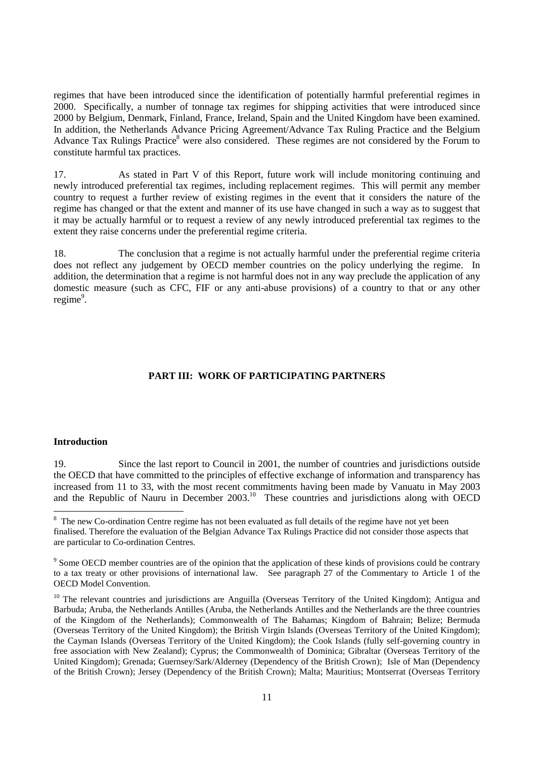regimes that have been introduced since the identification of potentially harmful preferential regimes in 2000. Specifically, a number of tonnage tax regimes for shipping activities that were introduced since 2000 by Belgium, Denmark, Finland, France, Ireland, Spain and the United Kingdom have been examined. In addition, the Netherlands Advance Pricing Agreement/Advance Tax Ruling Practice and the Belgium Advance Tax Rulings Practice[8] were also considered. These regimes are not considered by the Forum to constitute harmful tax practices.

17. As stated in Part V of this Report, future work will include monitoring continuing and newly introduced preferential tax regimes, including replacement regimes. This will permit any member country to request a further review of existing regimes in the event that it considers the nature of the regime has changed or that the extent and manner of its use have changed in such a way as to suggest that it may be actually harmful or to request a review of any newly introduced preferential tax regimes to the extent they raise concerns under the preferential regime criteria.

18. The conclusion that a regime is not actually harmful under the preferential regime criteria does not reflect any judgement by OECD member countries on the policy underlying the regime. In addition, the determination that a regime is not harmful does not in any way preclude the application of any domestic measure (such as CFC, FIF or any anti-abuse provisions) of a country to that or any other regime[9].

## PART III: WORK OF PARTICIPATING PARTNERS

### Introduction

19. Since the last report to Council in 2001, the number of countries and jurisdictions outside the OECD that have committed to the principles of effective exchange of information and transparency has increased from 11 to 33, with the most recent commitments having been made by Vanuatu in May 2003 and the Republic of Nauru in December 2003.[10] These countries and jurisdictions along with OECD

---

[8] The new Co-ordination Centre regime has not been evaluated as full details of the regime have not yet been finalised. Therefore the evaluation of the Belgian Advance Tax Rulings Practice did not consider those aspects that are particular to Co-ordination Centres.

[9] Some OECD member countries are of the opinion that the application of these kinds of provisions could be contrary to a tax treaty or other provisions of international law. See paragraph 27 of the Commentary to Article 1 of the OECD Model Convention.

[10] The relevant countries and jurisdictions are Anguilla (Overseas Territory of the United Kingdom); Antigua and Barbuda; Aruba, the Netherlands Antilles (Aruba, the Netherlands Antilles and the Netherlands are the three countries of the Kingdom of the Netherlands); Commonwealth of The Bahamas; Kingdom of Bahrain; Belize; Bermuda (Overseas Territory of the United Kingdom); the British Virgin Islands (Overseas Territory of the United Kingdom); the Cayman Islands (Overseas Territory of the United Kingdom); the Cook Islands (fully self-governing country in free association with New Zealand); Cyprus; the Commonwealth of Dominica; Gibraltar (Overseas Territory of the United Kingdom); Grenada; Guernsey/Sark/Alderney (Dependency of the British Crown); Isle of Man (Dependency of the British Crown); Jersey (Dependency of the British Crown); Malta; Mauritius; Montserrat (Overseas Territory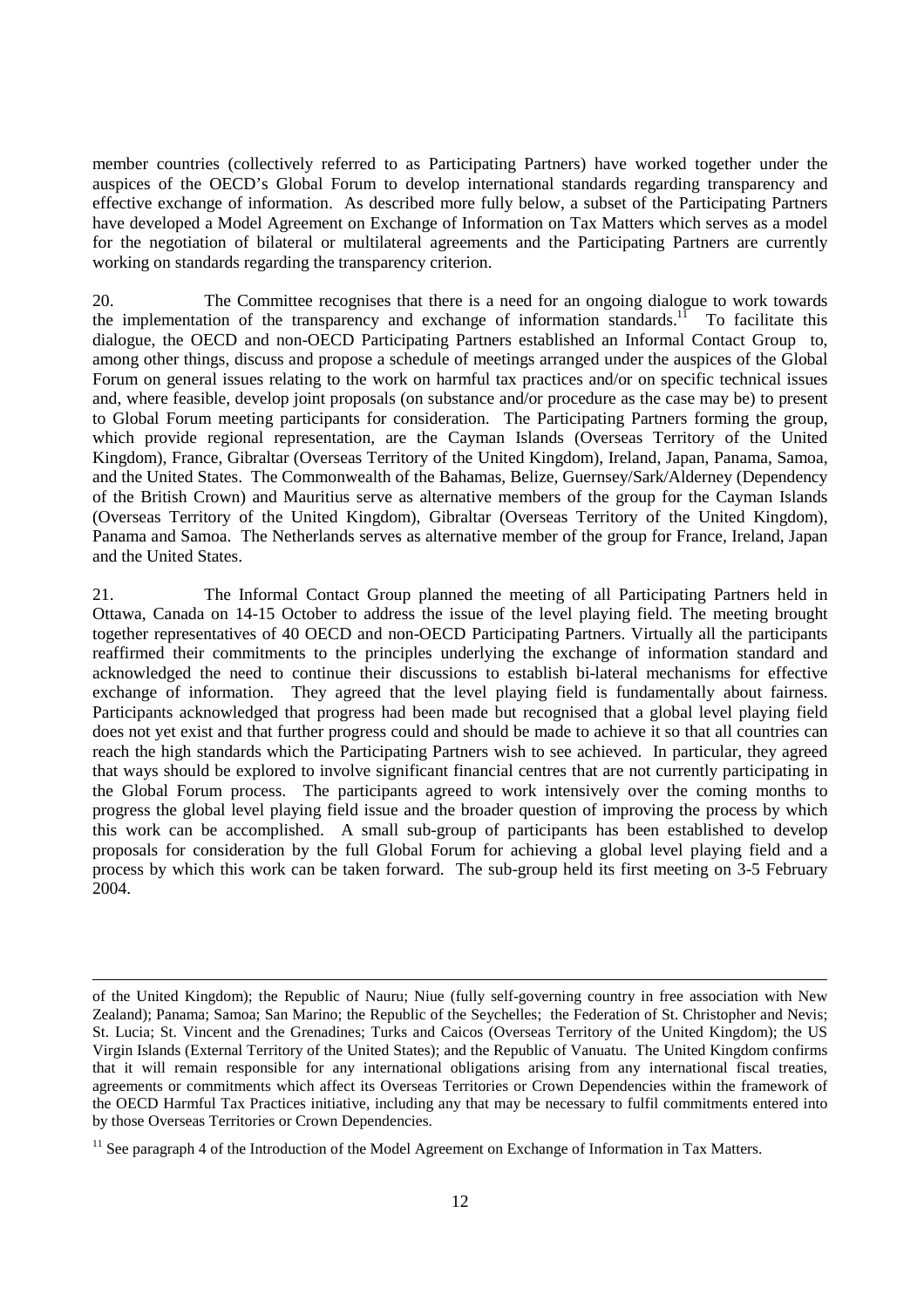member countries (collectively referred to as Participating Partners) have worked together under the auspices of the OECD's Global Forum to develop international standards regarding transparency and effective exchange of information. As described more fully below, a subset of the Participating Partners have developed a Model Agreement on Exchange of Information on Tax Matters which serves as a model for the negotiation of bilateral or multilateral agreements and the Participating Partners are currently working on standards regarding the transparency criterion.

20. The Committee recognises that there is a need for an ongoing dialogue to work towards the implementation of the transparency and exchange of information standards.[11] To facilitate this dialogue, the OECD and non-OECD Participating Partners established an Informal Contact Group to, among other things, discuss and propose a schedule of meetings arranged under the auspices of the Global Forum on general issues relating to the work on harmful tax practices and/or on specific technical issues and, where feasible, develop joint proposals (on substance and/or procedure as the case may be) to present to Global Forum meeting participants for consideration. The Participating Partners forming the group, which provide regional representation, are the Cayman Islands (Overseas Territory of the United Kingdom), France, Gibraltar (Overseas Territory of the United Kingdom), Ireland, Japan, Panama, Samoa, and the United States. The Commonwealth of the Bahamas, Belize, Guernsey/Sark/Alderney (Dependency of the British Crown) and Mauritius serve as alternative members of the group for the Cayman Islands (Overseas Territory of the United Kingdom), Gibraltar (Overseas Territory of the United Kingdom), Panama and Samoa. The Netherlands serves as alternative member of the group for France, Ireland, Japan and the United States.

21. The Informal Contact Group planned the meeting of all Participating Partners held in Ottawa, Canada on 14-15 October to address the issue of the level playing field. The meeting brought together representatives of 40 OECD and non-OECD Participating Partners. Virtually all the participants reaffirmed their commitments to the principles underlying the exchange of information standard and acknowledged the need to continue their discussions to establish bi-lateral mechanisms for effective exchange of information. They agreed that the level playing field is fundamentally about fairness. Participants acknowledged that progress had been made but recognised that a global level playing field does not yet exist and that further progress could and should be made to achieve it so that all countries can reach the high standards which the Participating Partners wish to see achieved. In particular, they agreed that ways should be explored to involve significant financial centres that are not currently participating in the Global Forum process. The participants agreed to work intensively over the coming months to progress the global level playing field issue and the broader question of improving the process by which this work can be accomplished. A small sub-group of participants has been established to develop proposals for consideration by the full Global Forum for achieving a global level playing field and a process by which this work can be taken forward. The sub-group held its first meeting on 3-5 February 2004.

---

of the United Kingdom); the Republic of Nauru; Niue (fully self-governing country in free association with New Zealand); Panama; Samoa; San Marino; the Republic of the Seychelles; the Federation of St. Christopher and Nevis; St. Lucia; St. Vincent and the Grenadines; Turks and Caicos (Overseas Territory of the United Kingdom); the US Virgin Islands (External Territory of the United States); and the Republic of Vanuatu. The United Kingdom confirms that it will remain responsible for any international obligations arising from any international fiscal treaties, agreements or commitments which affect its Overseas Territories or Crown Dependencies within the framework of the OECD Harmful Tax Practices initiative, including any that may be necessary to fulfil commitments entered into by those Overseas Territories or Crown Dependencies.

[11] See paragraph 4 of the Introduction of the Model Agreement on Exchange of Information in Tax Matters.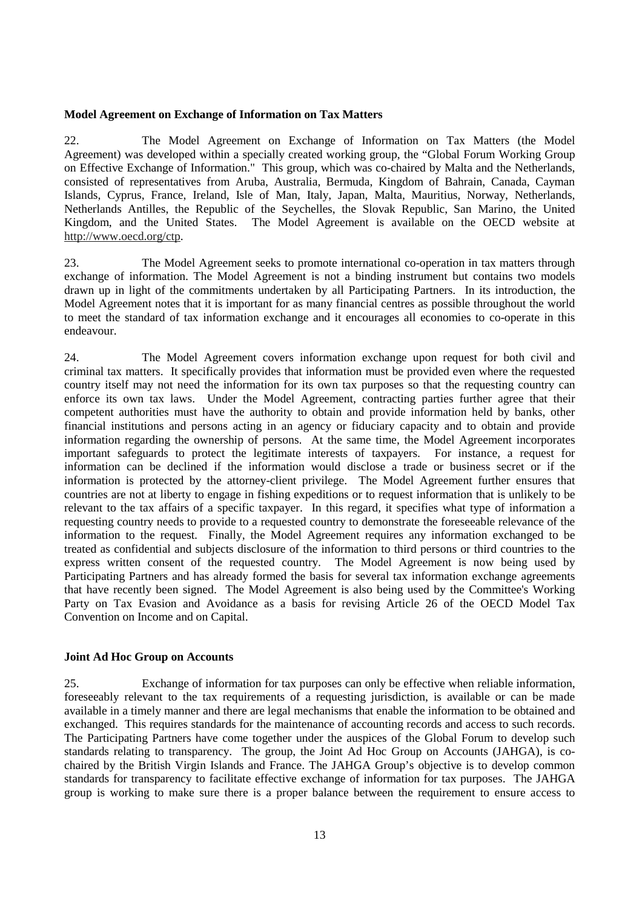**Model Agreement on Exchange of Information on Tax Matters**

22. The Model Agreement on Exchange of Information on Tax Matters (the Model Agreement) was developed within a specially created working group, the "Global Forum Working Group on Effective Exchange of Information." This group, which was co-chaired by Malta and the Netherlands, consisted of representatives from Aruba, Australia, Bermuda, Kingdom of Bahrain, Canada, Cayman Islands, Cyprus, France, Ireland, Isle of Man, Italy, Japan, Malta, Mauritius, Norway, Netherlands, Netherlands Antilles, the Republic of the Seychelles, the Slovak Republic, San Marino, the United Kingdom, and the United States. The Model Agreement is available on the OECD website at http://www.oecd.org/ctp.

23. The Model Agreement seeks to promote international co-operation in tax matters through exchange of information. The Model Agreement is not a binding instrument but contains two models drawn up in light of the commitments undertaken by all Participating Partners. In its introduction, the Model Agreement notes that it is important for as many financial centres as possible throughout the world to meet the standard of tax information exchange and it encourages all economies to co-operate in this endeavour.

24. The Model Agreement covers information exchange upon request for both civil and criminal tax matters. It specifically provides that information must be provided even where the requested country itself may not need the information for its own tax purposes so that the requesting country can enforce its own tax laws. Under the Model Agreement, contracting parties further agree that their competent authorities must have the authority to obtain and provide information held by banks, other financial institutions and persons acting in an agency or fiduciary capacity and to obtain and provide information regarding the ownership of persons. At the same time, the Model Agreement incorporates important safeguards to protect the legitimate interests of taxpayers. For instance, a request for information can be declined if the information would disclose a trade or business secret or if the information is protected by the attorney-client privilege. The Model Agreement further ensures that countries are not at liberty to engage in fishing expeditions or to request information that is unlikely to be relevant to the tax affairs of a specific taxpayer. In this regard, it specifies what type of information a requesting country needs to provide to a requested country to demonstrate the foreseeable relevance of the information to the request. Finally, the Model Agreement requires any information exchanged to be treated as confidential and subjects disclosure of the information to third persons or third countries to the express written consent of the requested country. The Model Agreement is now being used by Participating Partners and has already formed the basis for several tax information exchange agreements that have recently been signed. The Model Agreement is also being used by the Committee's Working Party on Tax Evasion and Avoidance as a basis for revising Article 26 of the OECD Model Tax Convention on Income and on Capital.

**Joint Ad Hoc Group on Accounts**

25. Exchange of information for tax purposes can only be effective when reliable information, foreseeably relevant to the tax requirements of a requesting jurisdiction, is available or can be made available in a timely manner and there are legal mechanisms that enable the information to be obtained and exchanged. This requires standards for the maintenance of accounting records and access to such records. The Participating Partners have come together under the auspices of the Global Forum to develop such standards relating to transparency. The group, the Joint Ad Hoc Group on Accounts (JAHGA), is co-chaired by the British Virgin Islands and France. The JAHGA Group's objective is to develop common standards for transparency to facilitate effective exchange of information for tax purposes. The JAHGA group is working to make sure there is a proper balance between the requirement to ensure access to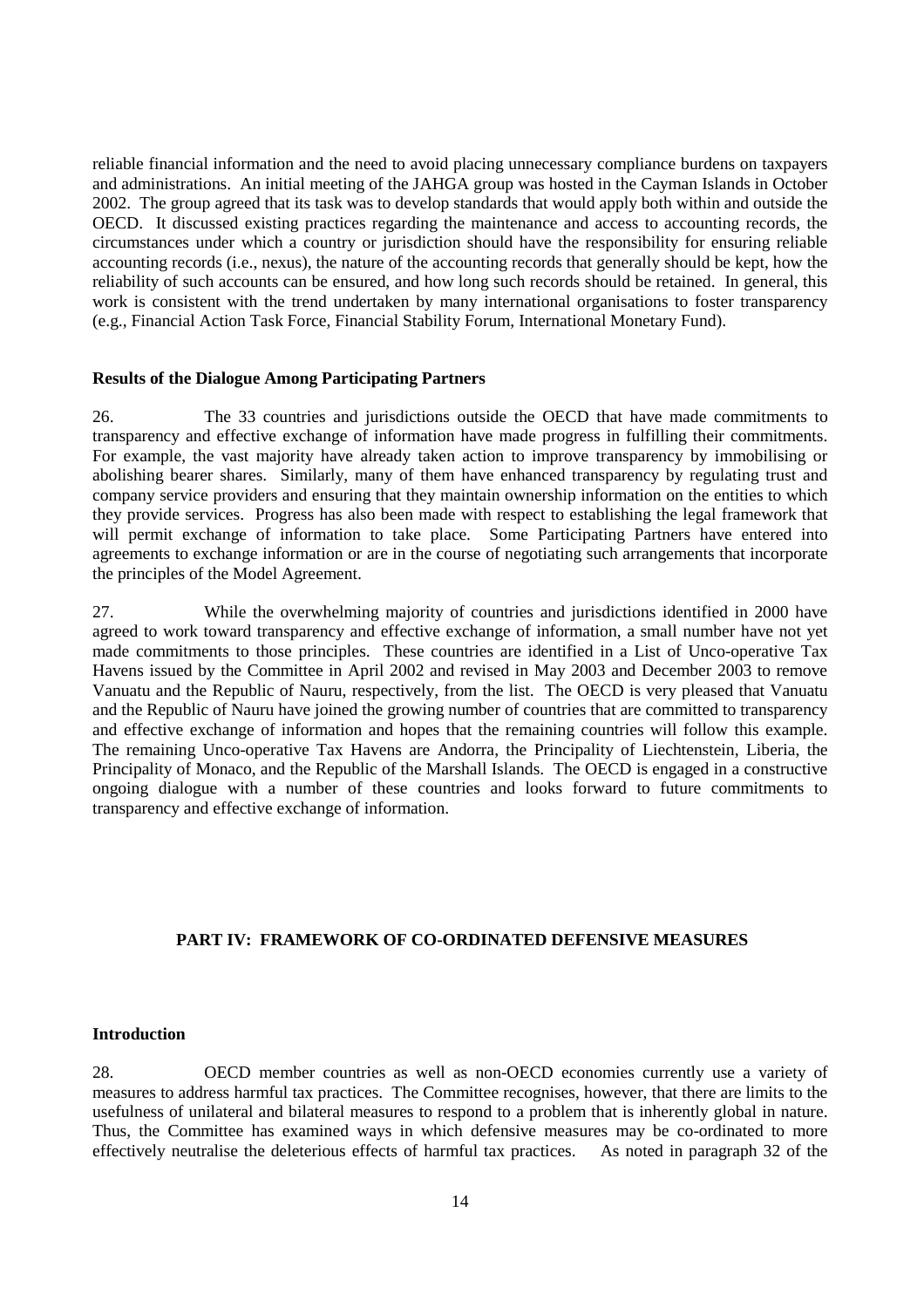reliable financial information and the need to avoid placing unnecessary compliance burdens on taxpayers and administrations. An initial meeting of the JAHGA group was hosted in the Cayman Islands in October 2002. The group agreed that its task was to develop standards that would apply both within and outside the OECD. It discussed existing practices regarding the maintenance and access to accounting records, the circumstances under which a country or jurisdiction should have the responsibility for ensuring reliable accounting records (i.e., nexus), the nature of the accounting records that generally should be kept, how the reliability of such accounts can be ensured, and how long such records should be retained. In general, this work is consistent with the trend undertaken by many international organisations to foster transparency (e.g., Financial Action Task Force, Financial Stability Forum, International Monetary Fund).

**Results of the Dialogue Among Participating Partners**

26. The 33 countries and jurisdictions outside the OECD that have made commitments to transparency and effective exchange of information have made progress in fulfilling their commitments. For example, the vast majority have already taken action to improve transparency by immobilising or abolishing bearer shares. Similarly, many of them have enhanced transparency by regulating trust and company service providers and ensuring that they maintain ownership information on the entities to which they provide services. Progress has also been made with respect to establishing the legal framework that will permit exchange of information to take place. Some Participating Partners have entered into agreements to exchange information or are in the course of negotiating such arrangements that incorporate the principles of the Model Agreement.

27. While the overwhelming majority of countries and jurisdictions identified in 2000 have agreed to work toward transparency and effective exchange of information, a small number have not yet made commitments to those principles. These countries are identified in a List of Unco-operative Tax Havens issued by the Committee in April 2002 and revised in May 2003 and December 2003 to remove Vanuatu and the Republic of Nauru, respectively, from the list. The OECD is very pleased that Vanuatu and the Republic of Nauru have joined the growing number of countries that are committed to transparency and effective exchange of information and hopes that the remaining countries will follow this example. The remaining Unco-operative Tax Havens are Andorra, the Principality of Liechtenstein, Liberia, the Principality of Monaco, and the Republic of the Marshall Islands. The OECD is engaged in a constructive ongoing dialogue with a number of these countries and looks forward to future commitments to transparency and effective exchange of information.

## PART IV: FRAMEWORK OF CO-ORDINATED DEFENSIVE MEASURES

**Introduction**

28. OECD member countries as well as non-OECD economies currently use a variety of measures to address harmful tax practices. The Committee recognises, however, that there are limits to the usefulness of unilateral and bilateral measures to respond to a problem that is inherently global in nature. Thus, the Committee has examined ways in which defensive measures may be co-ordinated to more effectively neutralise the deleterious effects of harmful tax practices. As noted in paragraph 32 of the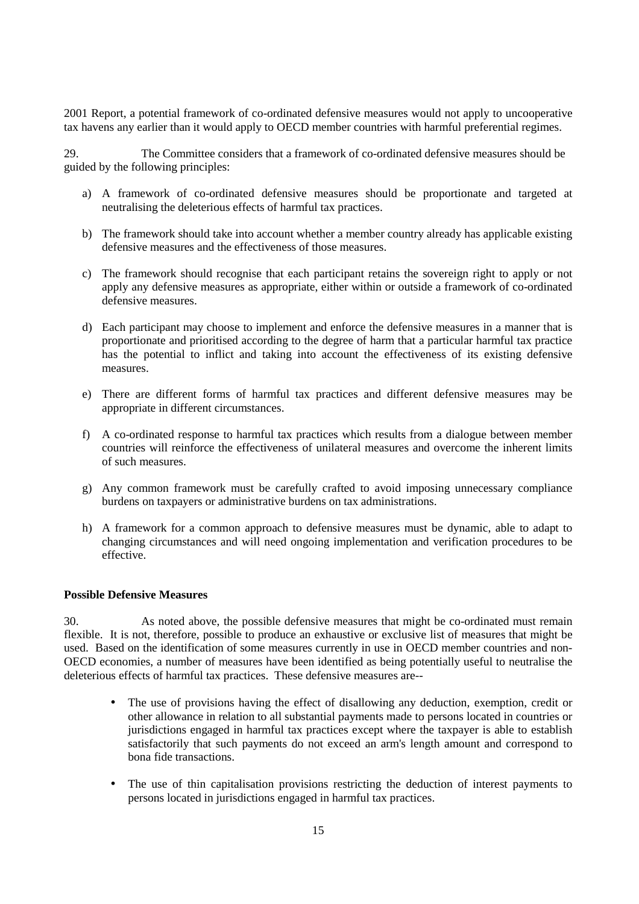2001 Report, a potential framework of co-ordinated defensive measures would not apply to uncooperative tax havens any earlier than it would apply to OECD member countries with harmful preferential regimes.

29. The Committee considers that a framework of co-ordinated defensive measures should be guided by the following principles:

a) A framework of co-ordinated defensive measures should be proportionate and targeted at neutralising the deleterious effects of harmful tax practices.

b) The framework should take into account whether a member country already has applicable existing defensive measures and the effectiveness of those measures.

c) The framework should recognise that each participant retains the sovereign right to apply or not apply any defensive measures as appropriate, either within or outside a framework of co-ordinated defensive measures.

d) Each participant may choose to implement and enforce the defensive measures in a manner that is proportionate and prioritised according to the degree of harm that a particular harmful tax practice has the potential to inflict and taking into account the effectiveness of its existing defensive measures.

e) There are different forms of harmful tax practices and different defensive measures may be appropriate in different circumstances.

f) A co-ordinated response to harmful tax practices which results from a dialogue between member countries will reinforce the effectiveness of unilateral measures and overcome the inherent limits of such measures.

g) Any common framework must be carefully crafted to avoid imposing unnecessary compliance burdens on taxpayers or administrative burdens on tax administrations.

h) A framework for a common approach to defensive measures must be dynamic, able to adapt to changing circumstances and will need ongoing implementation and verification procedures to be effective.

**Possible Defensive Measures**

30. As noted above, the possible defensive measures that might be co-ordinated must remain flexible. It is not, therefore, possible to produce an exhaustive or exclusive list of measures that might be used. Based on the identification of some measures currently in use in OECD member countries and non-OECD economies, a number of measures have been identified as being potentially useful to neutralise the deleterious effects of harmful tax practices. These defensive measures are--

- The use of provisions having the effect of disallowing any deduction, exemption, credit or other allowance in relation to all substantial payments made to persons located in countries or jurisdictions engaged in harmful tax practices except where the taxpayer is able to establish satisfactorily that such payments do not exceed an arm's length amount and correspond to bona fide transactions.

- The use of thin capitalisation provisions restricting the deduction of interest payments to persons located in jurisdictions engaged in harmful tax practices.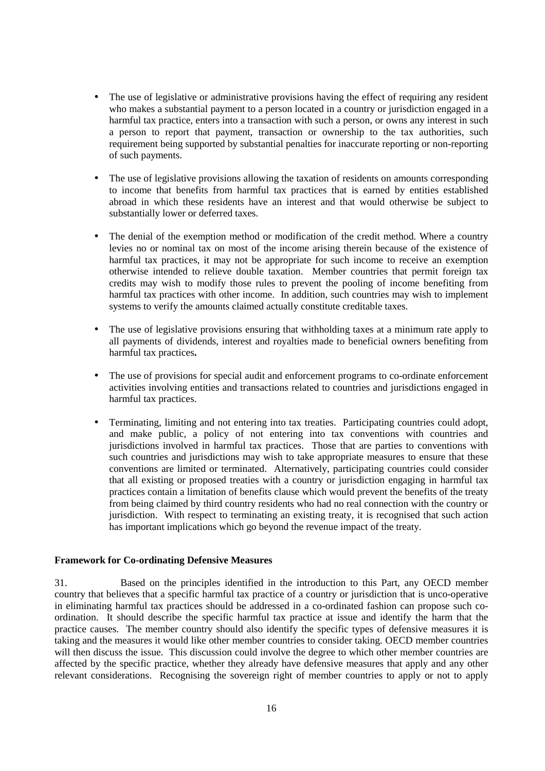- The use of legislative or administrative provisions having the effect of requiring any resident who makes a substantial payment to a person located in a country or jurisdiction engaged in a harmful tax practice, enters into a transaction with such a person, or owns any interest in such a person to report that payment, transaction or ownership to the tax authorities, such requirement being supported by substantial penalties for inaccurate reporting or non-reporting of such payments.

- The use of legislative provisions allowing the taxation of residents on amounts corresponding to income that benefits from harmful tax practices that is earned by entities established abroad in which these residents have an interest and that would otherwise be subject to substantially lower or deferred taxes.

- The denial of the exemption method or modification of the credit method. Where a country levies no or nominal tax on most of the income arising therein because of the existence of harmful tax practices, it may not be appropriate for such income to receive an exemption otherwise intended to relieve double taxation. Member countries that permit foreign tax credits may wish to modify those rules to prevent the pooling of income benefiting from harmful tax practices with other income. In addition, such countries may wish to implement systems to verify the amounts claimed actually constitute creditable taxes.

- The use of legislative provisions ensuring that withholding taxes at a minimum rate apply to all payments of dividends, interest and royalties made to beneficial owners benefiting from harmful tax practices**.**

- The use of provisions for special audit and enforcement programs to co-ordinate enforcement activities involving entities and transactions related to countries and jurisdictions engaged in harmful tax practices.

- Terminating, limiting and not entering into tax treaties. Participating countries could adopt, and make public, a policy of not entering into tax conventions with countries and jurisdictions involved in harmful tax practices. Those that are parties to conventions with such countries and jurisdictions may wish to take appropriate measures to ensure that these conventions are limited or terminated. Alternatively, participating countries could consider that all existing or proposed treaties with a country or jurisdiction engaging in harmful tax practices contain a limitation of benefits clause which would prevent the benefits of the treaty from being claimed by third country residents who had no real connection with the country or jurisdiction. With respect to terminating an existing treaty, it is recognised that such action has important implications which go beyond the revenue impact of the treaty.

**Framework for Co-ordinating Defensive Measures**

31. Based on the principles identified in the introduction to this Part, any OECD member country that believes that a specific harmful tax practice of a country or jurisdiction that is unco-operative in eliminating harmful tax practices should be addressed in a co-ordinated fashion can propose such co-ordination. It should describe the specific harmful tax practice at issue and identify the harm that the practice causes. The member country should also identify the specific types of defensive measures it is taking and the measures it would like other member countries to consider taking. OECD member countries will then discuss the issue. This discussion could involve the degree to which other member countries are affected by the specific practice, whether they already have defensive measures that apply and any other relevant considerations. Recognising the sovereign right of member countries to apply or not to apply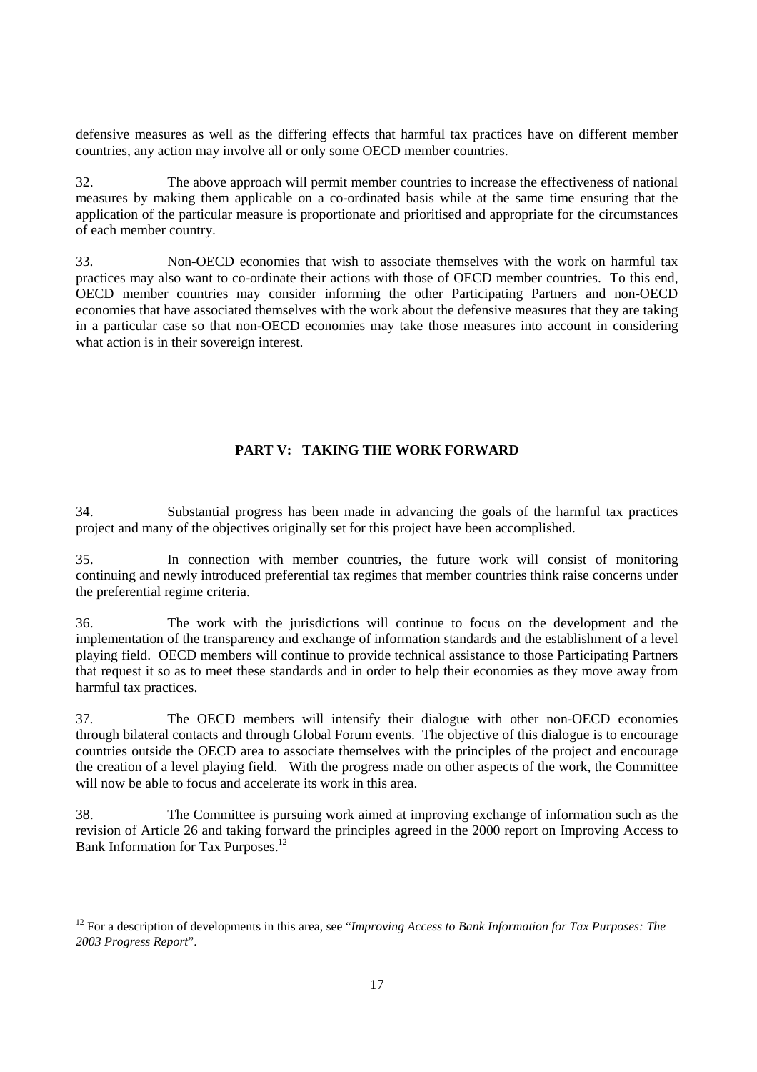defensive measures as well as the differing effects that harmful tax practices have on different member countries, any action may involve all or only some OECD member countries.

32. The above approach will permit member countries to increase the effectiveness of national measures by making them applicable on a co-ordinated basis while at the same time ensuring that the application of the particular measure is proportionate and prioritised and appropriate for the circumstances of each member country.

33. Non-OECD economies that wish to associate themselves with the work on harmful tax practices may also want to co-ordinate their actions with those of OECD member countries. To this end, OECD member countries may consider informing the other Participating Partners and non-OECD economies that have associated themselves with the work about the defensive measures that they are taking in a particular case so that non-OECD economies may take those measures into account in considering what action is in their sovereign interest.

## PART V: TAKING THE WORK FORWARD

34. Substantial progress has been made in advancing the goals of the harmful tax practices project and many of the objectives originally set for this project have been accomplished.

35. In connection with member countries, the future work will consist of monitoring continuing and newly introduced preferential tax regimes that member countries think raise concerns under the preferential regime criteria.

36. The work with the jurisdictions will continue to focus on the development and the implementation of the transparency and exchange of information standards and the establishment of a level playing field. OECD members will continue to provide technical assistance to those Participating Partners that request it so as to meet these standards and in order to help their economies as they move away from harmful tax practices.

37. The OECD members will intensify their dialogue with other non-OECD economies through bilateral contacts and through Global Forum events. The objective of this dialogue is to encourage countries outside the OECD area to associate themselves with the principles of the project and encourage the creation of a level playing field. With the progress made on other aspects of the work, the Committee will now be able to focus and accelerate its work in this area.

38. The Committee is pursuing work aimed at improving exchange of information such as the revision of Article 26 and taking forward the principles agreed in the 2000 report on Improving Access to Bank Information for Tax Purposes.[12]

---

[12] For a description of developments in this area, see "*Improving Access to Bank Information for Tax Purposes: The 2003 Progress Report*".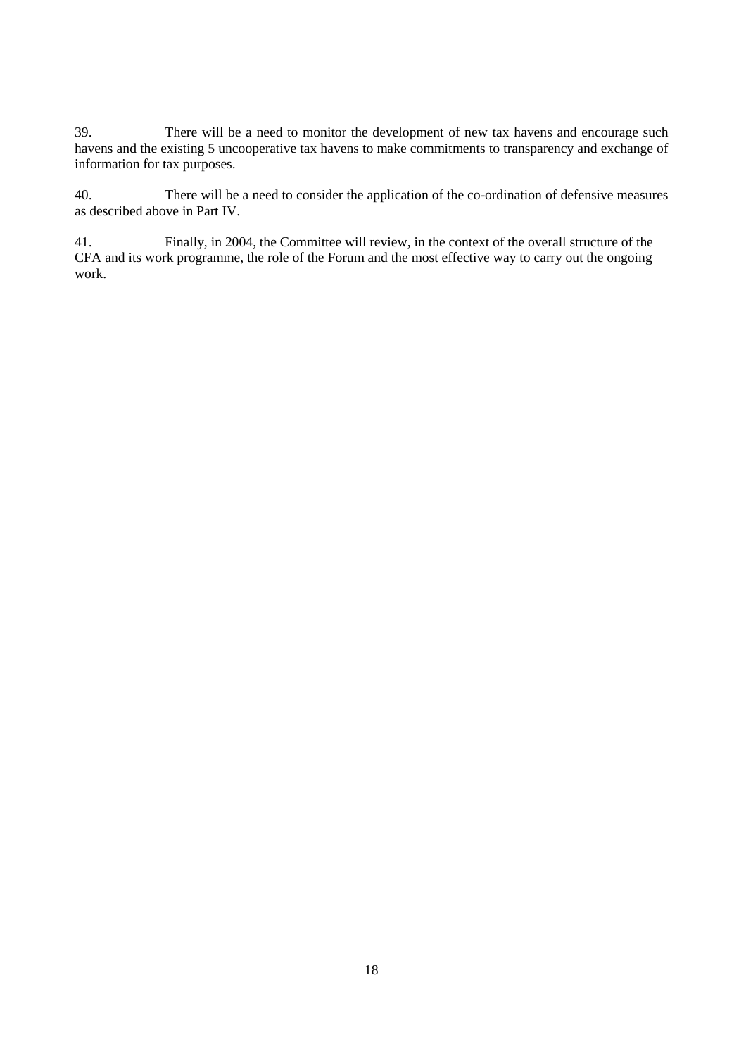39. There will be a need to monitor the development of new tax havens and encourage such havens and the existing 5 uncooperative tax havens to make commitments to transparency and exchange of information for tax purposes.

40. There will be a need to consider the application of the co-ordination of defensive measures as described above in Part IV.

41. Finally, in 2004, the Committee will review, in the context of the overall structure of the CFA and its work programme, the role of the Forum and the most effective way to carry out the ongoing work.